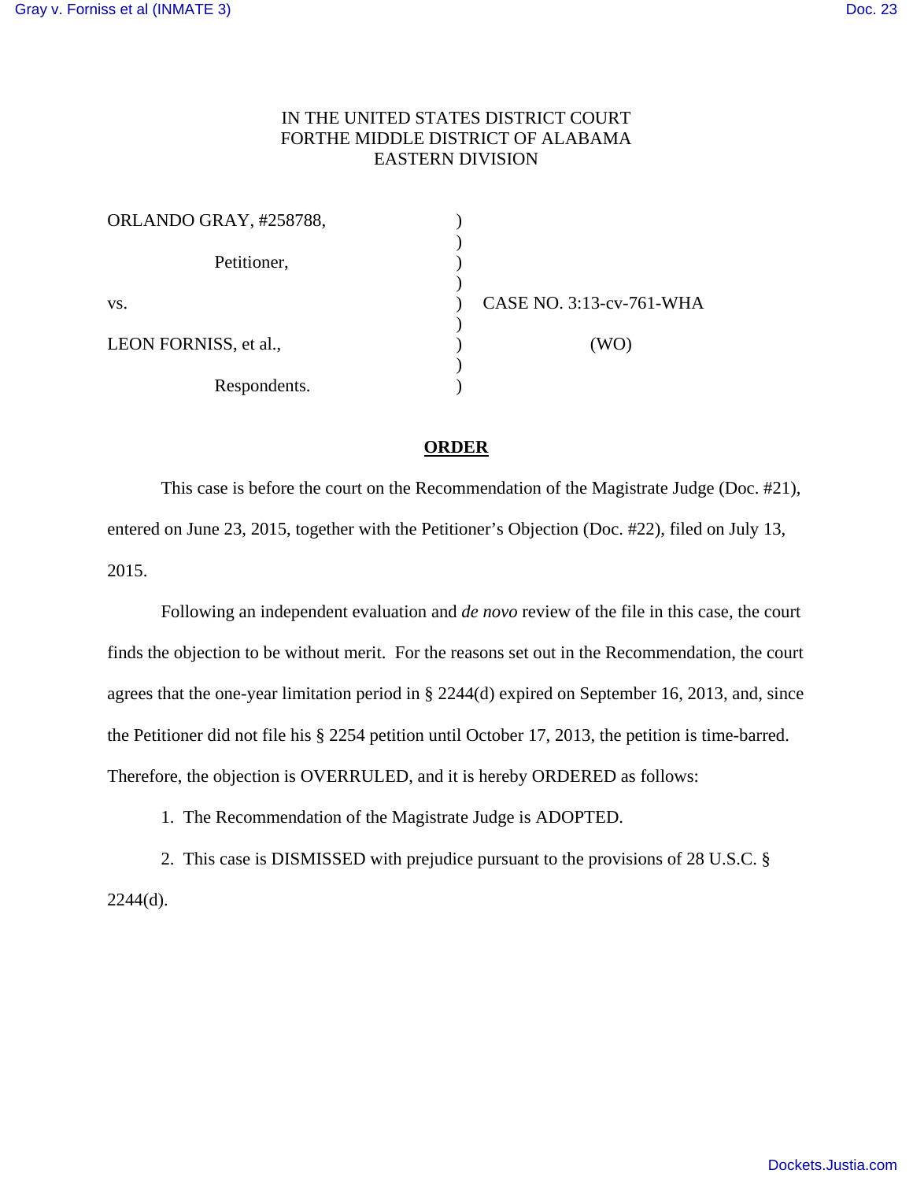IN THE UNITED STATES DISTRICT COURT
FORTHE MIDDLE DISTRICT OF ALABAMA
EASTERN DIVISION

ORLANDO GRAY, #258788, )
)
Petitioner, )
)
vs. ) CASE NO. 3:13-cv-761-WHA
)
LEON FORNISS, et al., ) (WO)
)
Respondents. )

**ORDER**

This case is before the court on the Recommendation of the Magistrate Judge (Doc. #21), entered on June 23, 2015, together with the Petitioner's Objection (Doc. #22), filed on July 13, 2015.

Following an independent evaluation and *de novo* review of the file in this case, the court finds the objection to be without merit. For the reasons set out in the Recommendation, the court agrees that the one-year limitation period in § 2244(d) expired on September 16, 2013, and, since the Petitioner did not file his § 2254 petition until October 17, 2013, the petition is time-barred. Therefore, the objection is OVERRULED, and it is hereby ORDERED as follows:

1. The Recommendation of the Magistrate Judge is ADOPTED.

2. This case is DISMISSED with prejudice pursuant to the provisions of 28 U.S.C. § 2244(d).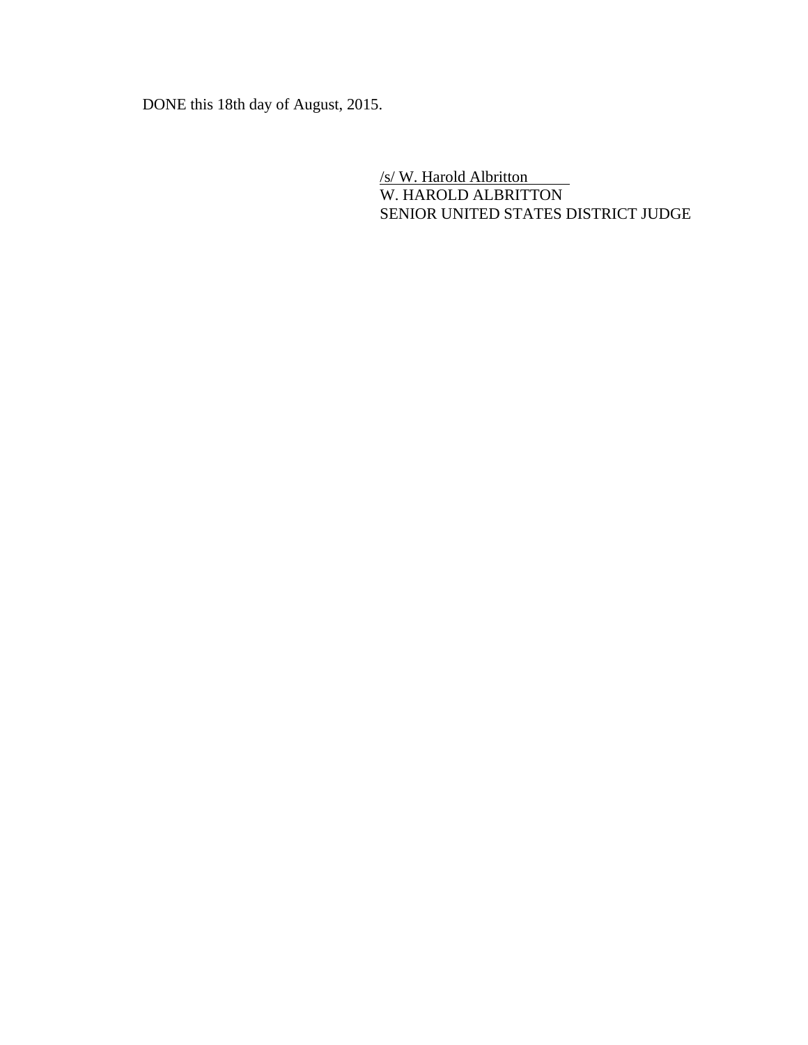DONE this 18th day of August, 2015.

/s/ W. Harold Albritton
W. HAROLD ALBRITTON
SENIOR UNITED STATES DISTRICT JUDGE